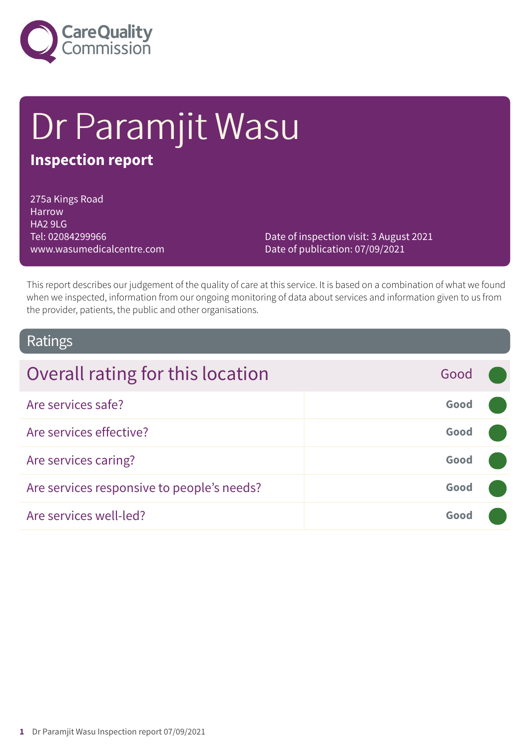# Dr Paramjit Wasu

**Inspection report**

275a Kings Road
Harrow
HA2 9LG
Tel: 02084299966
www.wasumedicalcentre.com

Date of inspection visit: 3 August 2021
Date of publication: 07/09/2021

This report describes our judgement of the quality of care at this service. It is based on a combination of what we found when we inspected, information from our ongoing monitoring of data about services and information given to us from the provider, patients, the public and other organisations.

## Ratings

| Overall rating for this location | Good |
| --- | --- |
| Are services safe? | Good |
| Are services effective? | Good |
| Are services caring? | Good |
| Are services responsive to people's needs? | Good |
| Are services well-led? | Good |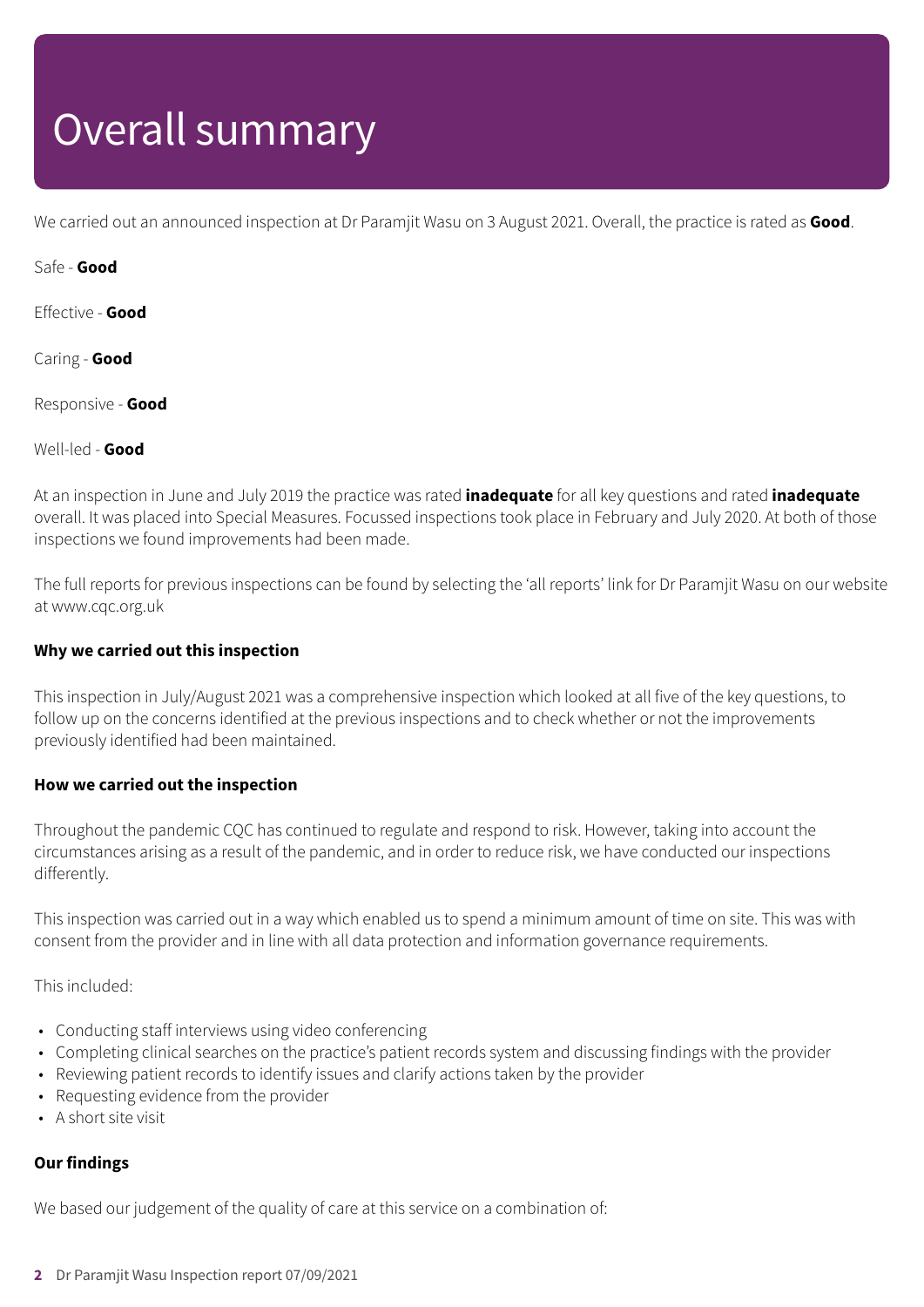# Overall summary

We carried out an announced inspection at Dr Paramjit Wasu on 3 August 2021. Overall, the practice is rated as **Good**.

Safe - **Good**

Effective - **Good**

Caring - **Good**

Responsive - **Good**

Well-led - **Good**

At an inspection in June and July 2019 the practice was rated **inadequate** for all key questions and rated **inadequate** overall. It was placed into Special Measures. Focussed inspections took place in February and July 2020. At both of those inspections we found improvements had been made.

The full reports for previous inspections can be found by selecting the 'all reports' link for Dr Paramjit Wasu on our website at www.cqc.org.uk

**Why we carried out this inspection**

This inspection in July/August 2021 was a comprehensive inspection which looked at all five of the key questions, to follow up on the concerns identified at the previous inspections and to check whether or not the improvements previously identified had been maintained.

**How we carried out the inspection**

Throughout the pandemic CQC has continued to regulate and respond to risk. However, taking into account the circumstances arising as a result of the pandemic, and in order to reduce risk, we have conducted our inspections differently.

This inspection was carried out in a way which enabled us to spend a minimum amount of time on site. This was with consent from the provider and in line with all data protection and information governance requirements.

This included:

- Conducting staff interviews using video conferencing
- Completing clinical searches on the practice's patient records system and discussing findings with the provider
- Reviewing patient records to identify issues and clarify actions taken by the provider
- Requesting evidence from the provider
- A short site visit

**Our findings**

We based our judgement of the quality of care at this service on a combination of: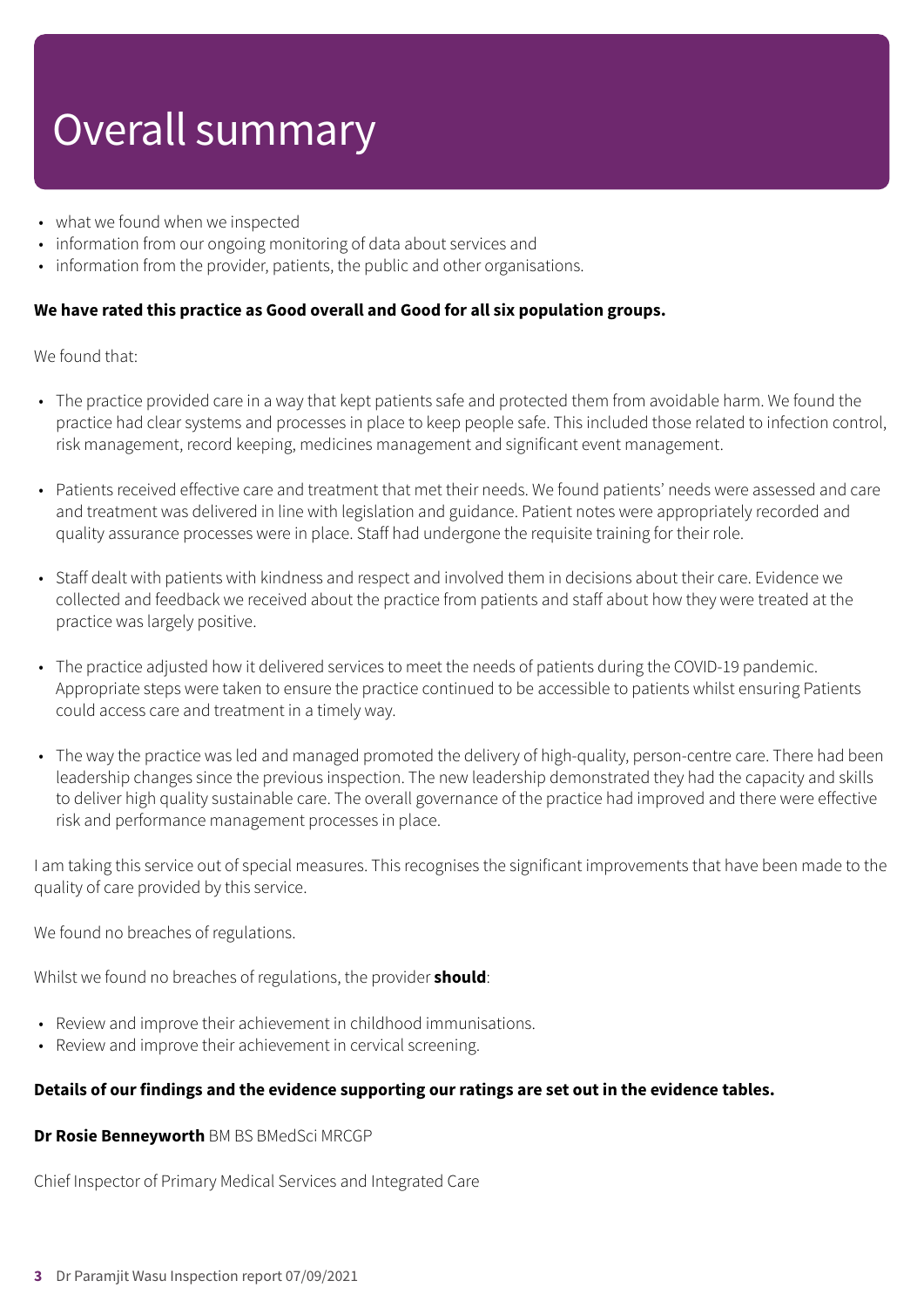# Overall summary

- what we found when we inspected
- information from our ongoing monitoring of data about services and
- information from the provider, patients, the public and other organisations.

**We have rated this practice as Good overall and Good for all six population groups.**

We found that:

- The practice provided care in a way that kept patients safe and protected them from avoidable harm. We found the practice had clear systems and processes in place to keep people safe. This included those related to infection control, risk management, record keeping, medicines management and significant event management.
- Patients received effective care and treatment that met their needs. We found patients' needs were assessed and care and treatment was delivered in line with legislation and guidance. Patient notes were appropriately recorded and quality assurance processes were in place. Staff had undergone the requisite training for their role.
- Staff dealt with patients with kindness and respect and involved them in decisions about their care. Evidence we collected and feedback we received about the practice from patients and staff about how they were treated at the practice was largely positive.
- The practice adjusted how it delivered services to meet the needs of patients during the COVID-19 pandemic. Appropriate steps were taken to ensure the practice continued to be accessible to patients whilst ensuring Patients could access care and treatment in a timely way.
- The way the practice was led and managed promoted the delivery of high-quality, person-centre care. There had been leadership changes since the previous inspection. The new leadership demonstrated they had the capacity and skills to deliver high quality sustainable care. The overall governance of the practice had improved and there were effective risk and performance management processes in place.

I am taking this service out of special measures. This recognises the significant improvements that have been made to the quality of care provided by this service.

We found no breaches of regulations.

Whilst we found no breaches of regulations, the provider **should**:

- Review and improve their achievement in childhood immunisations.
- Review and improve their achievement in cervical screening.

**Details of our findings and the evidence supporting our ratings are set out in the evidence tables.**

**Dr Rosie Benneyworth** BM BS BMedSci MRCGP

Chief Inspector of Primary Medical Services and Integrated Care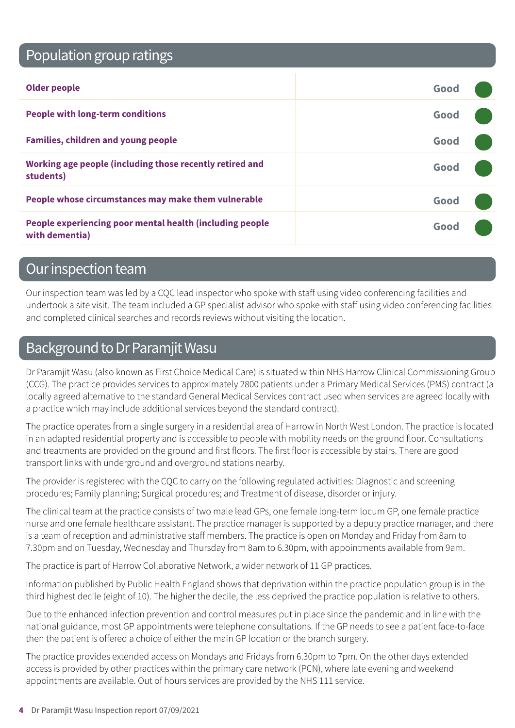## Population group ratings

| | |
|---|---|
| **Older people** | Good |
| **People with long-term conditions** | Good |
| **Families, children and young people** | Good |
| **Working age people (including those recently retired and students)** | Good |
| **People whose circumstances may make them vulnerable** | Good |
| **People experiencing poor mental health (including people with dementia)** | Good |

## Our inspection team

Our inspection team was led by a CQC lead inspector who spoke with staff using video conferencing facilities and undertook a site visit. The team included a GP specialist advisor who spoke with staff using video conferencing facilities and completed clinical searches and records reviews without visiting the location.

## Background to Dr Paramjit Wasu

Dr Paramjit Wasu (also known as First Choice Medical Care) is situated within NHS Harrow Clinical Commissioning Group (CCG). The practice provides services to approximately 2800 patients under a Primary Medical Services (PMS) contract (a locally agreed alternative to the standard General Medical Services contract used when services are agreed locally with a practice which may include additional services beyond the standard contract).

The practice operates from a single surgery in a residential area of Harrow in North West London. The practice is located in an adapted residential property and is accessible to people with mobility needs on the ground floor. Consultations and treatments are provided on the ground and first floors. The first floor is accessible by stairs. There are good transport links with underground and overground stations nearby.

The provider is registered with the CQC to carry on the following regulated activities: Diagnostic and screening procedures; Family planning; Surgical procedures; and Treatment of disease, disorder or injury.

The clinical team at the practice consists of two male lead GPs, one female long-term locum GP, one female practice nurse and one female healthcare assistant. The practice manager is supported by a deputy practice manager, and there is a team of reception and administrative staff members. The practice is open on Monday and Friday from 8am to 7.30pm and on Tuesday, Wednesday and Thursday from 8am to 6.30pm, with appointments available from 9am.

The practice is part of Harrow Collaborative Network, a wider network of 11 GP practices.

Information published by Public Health England shows that deprivation within the practice population group is in the third highest decile (eight of 10). The higher the decile, the less deprived the practice population is relative to others.

Due to the enhanced infection prevention and control measures put in place since the pandemic and in line with the national guidance, most GP appointments were telephone consultations. If the GP needs to see a patient face-to-face then the patient is offered a choice of either the main GP location or the branch surgery.

The practice provides extended access on Mondays and Fridays from 6.30pm to 7pm. On the other days extended access is provided by other practices within the primary care network (PCN), where late evening and weekend appointments are available. Out of hours services are provided by the NHS 111 service.